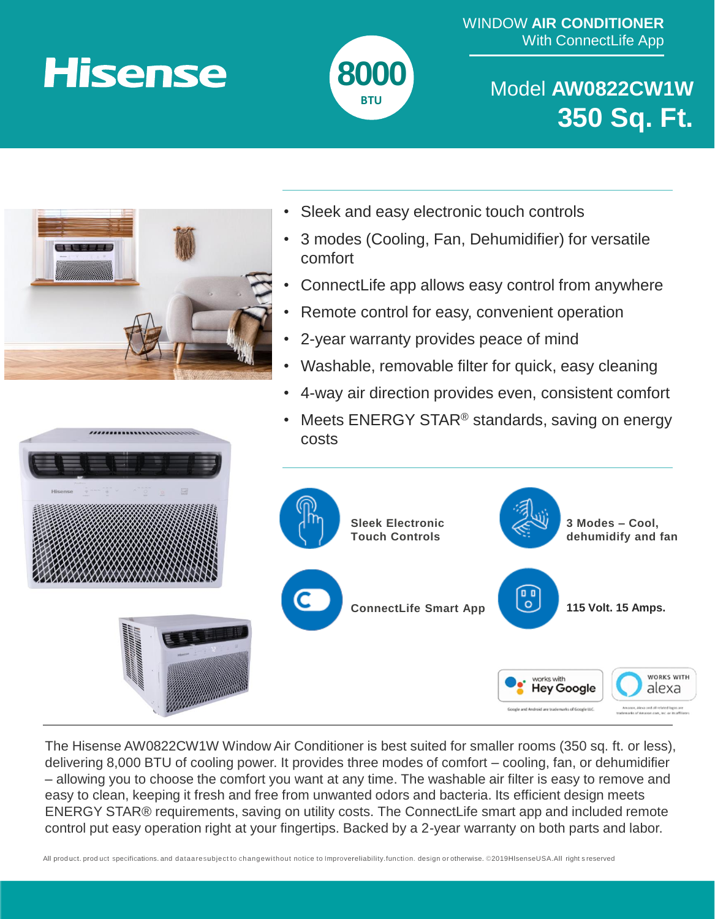# Hisense

**8000** BTU

WINDOW **AIR CONDITIONER**
With ConnectLife App

## Model **AW0822CW1W**
## **350 Sq. Ft.**

- Sleek and easy electronic touch controls
- 3 modes (Cooling, Fan, Dehumidifier) for versatile comfort
- ConnectLife app allows easy control from anywhere
- Remote control for easy, convenient operation
- 2-year warranty provides peace of mind
- Washable, removable filter for quick, easy cleaning
- 4-way air direction provides even, consistent comfort
- Meets ENERGY STAR® standards, saving on energy costs

**Sleek Electronic Touch Controls**

**3 Modes – Cool, dehumidify and fan**

**ConnectLife Smart App**

**115 Volt. 15 Amps.**

works with Hey Google

WORKS WITH alexa

The Hisense AW0822CW1W Window Air Conditioner is best suited for smaller rooms (350 sq. ft. or less), delivering 8,000 BTU of cooling power. It provides three modes of comfort – cooling, fan, or dehumidifier – allowing you to choose the comfort you want at any time. The washable air filter is easy to remove and easy to clean, keeping it fresh and free from unwanted odors and bacteria. Its efficient design meets ENERGY STAR® requirements, saving on utility costs. The ConnectLife smart app and included remote control put easy operation right at your fingertips. Backed by a 2-year warranty on both parts and labor.

All product. product specifications. and data are subject to change without notice to improve reliability.function. design or otherwise. ©2019HIsenseUSA.All rights reserved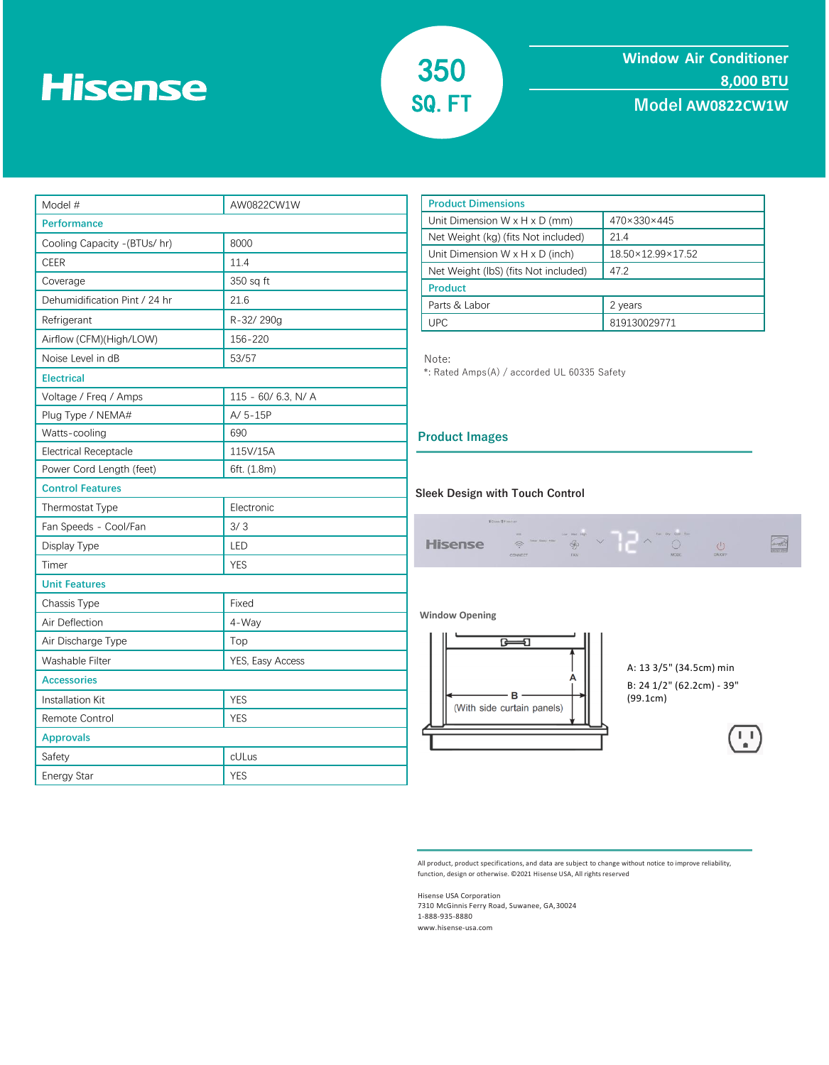# Hisense

**350 SQ. FT**

## Window Air Conditioner

**8,000 BTU**

**Model AW0822CW1W**

| | |
|---|---|
| Model # | AW0822CW1W |
| **Performance** | |
| Cooling Capacity -(BTUs/ hr) | 8000 |
| CEER | 11.4 |
| Coverage | 350 sq ft |
| Dehumidification Pint / 24 hr | 21.6 |
| Refrigerant | R-32/ 290g |
| Airflow (CFM)(High/LOW) | 156-220 |
| Noise Level in dB | 53/57 |
| **Electrical** | |
| Voltage / Freq / Amps | 115 - 60/ 6.3, N/ A |
| Plug Type / NEMA# | A/ 5-15P |
| Watts-cooling | 690 |
| Electrical Receptacle | 115V/15A |
| Power Cord Length (feet) | 6ft. (1.8m) |
| **Control Features** | |
| Thermostat Type | Electronic |
| Fan Speeds - Cool/Fan | 3/ 3 |
| Display Type | LED |
| Timer | YES |
| **Unit Features** | |
| Chassis Type | Fixed |
| Air Deflection | 4-Way |
| Air Discharge Type | Top |
| Washable Filter | YES, Easy Access |
| **Accessories** | |
| Installation Kit | YES |
| Remote Control | YES |
| **Approvals** | |
| Safety | cULus |
| Energy Star | YES |

| | |
|---|---|
| **Product Dimensions** | |
| Unit Dimension W x H x D (mm) | 470×330×445 |
| Net Weight (kg) (fits Not included) | 21.4 |
| Unit Dimension W x H x D (inch) | 18.50×12.99×17.52 |
| Net Weight (lbS) (fits Not included) | 47.2 |
| **Product** | |
| Parts & Labor | 2 years |
| UPC | 819130029771 |

Note:
*: Rated Amps(A) / accorded UL 60335 Safety

## Product Images

**Sleek Design with Touch Control**

**Window Opening**

A

B

(With side curtain panels)

A: 13 3/5" (34.5cm) min

B: 24 1/2" (62.2cm) - 39" (99.1cm)

All product, product specifications, and data are subject to change without notice to improve reliability, function, design or otherwise. ©2021 Hisense USA, All rights reserved

Hisense USA Corporation
7310 McGinnis Ferry Road, Suwanee, GA, 30024
1-888-935-8880
www.hisense-usa.com